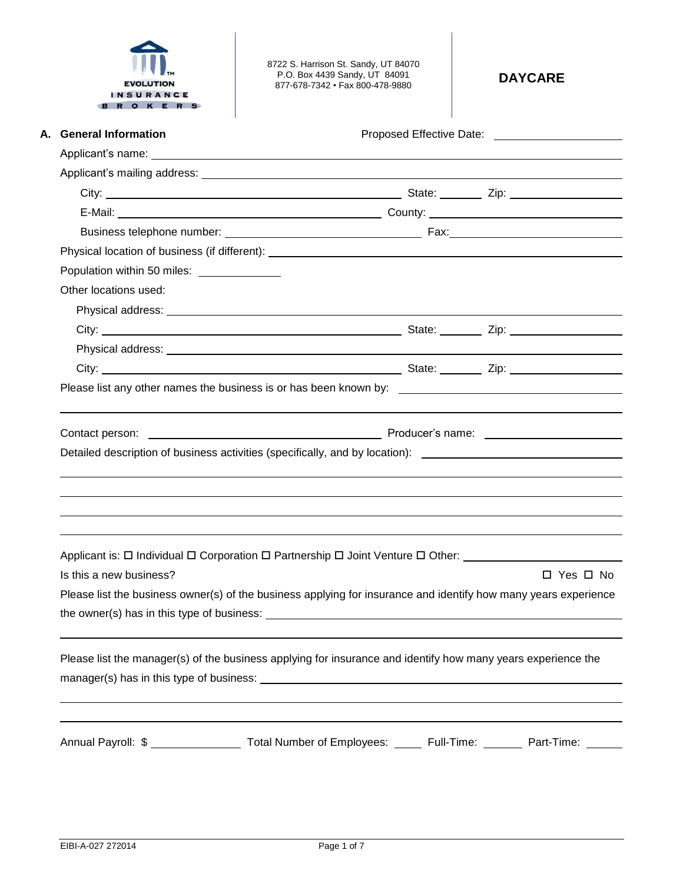EVOLUTION INSURANCE BROKERS

8722 S. Harrison St. Sandy, UT 84070
P.O. Box 4439 Sandy, UT 84091
877-678-7342 • Fax 800-478-9880

# DAYCARE

## A. General Information

Proposed Effective Date: ____________________

Applicant's name: ____________________

Applicant's mailing address: ____________________

City: ____________________ State: ________ Zip: ____________________

E-Mail: ____________________ County: ____________________

Business telephone number: ____________________ Fax: ____________________

Physical location of business (if different): ____________________

Population within 50 miles: ______________

Other locations used:

Physical address: ____________________

City: ____________________ State: ________ Zip: ____________________

Physical address: ____________________

City: ____________________ State: ________ Zip: ____________________

Please list any other names the business is or has been known by: ____________________

____________________

Contact person: ____________________ Producer's name: ____________________

Detailed description of business activities (specifically, and by location): ____________________

____________________

____________________

____________________

____________________

Applicant is: ☐ Individual ☐ Corporation ☐ Partnership ☐ Joint Venture ☐ Other: ____________________

Is this a new business? ☐ Yes ☐ No

Please list the business owner(s) of the business applying for insurance and identify how many years experience the owner(s) has in this type of business: ____________________

____________________

Please list the manager(s) of the business applying for insurance and identify how many years experience the manager(s) has in this type of business: ____________________

____________________

____________________

Annual Payroll: $ ______________ Total Number of Employees: _____ Full-Time: ______ Part-Time: ______

EIBI-A-027 272014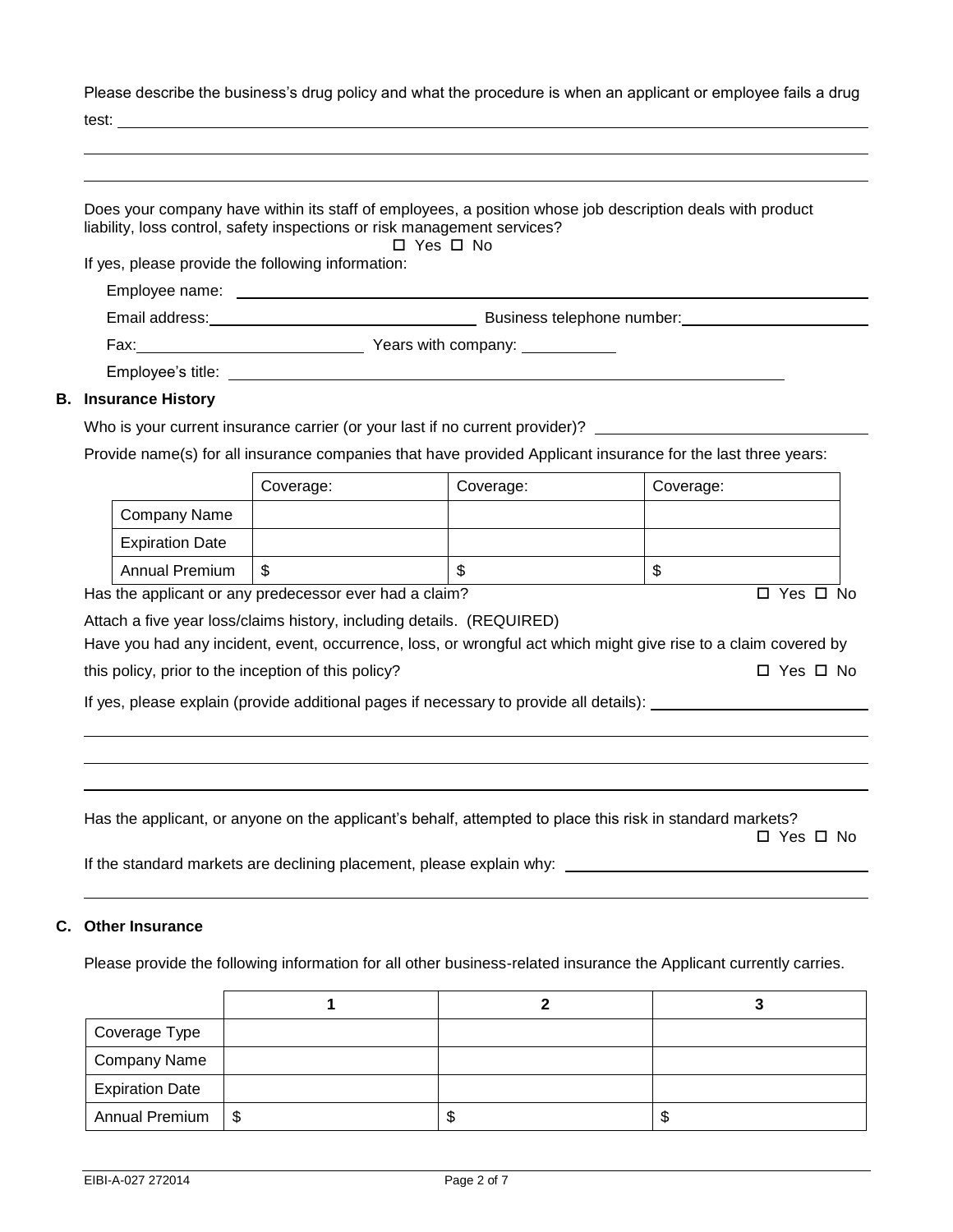Please describe the business's drug policy and what the procedure is when an applicant or employee fails a drug test: \_\_\_\_\_\_\_\_\_\_\_\_\_\_\_\_\_\_\_\_\_\_\_\_\_\_\_\_\_\_\_\_\_\_\_\_\_\_\_\_

\_\_\_\_\_\_\_\_\_\_\_\_\_\_\_\_\_\_\_\_\_\_\_\_\_\_\_\_\_\_\_\_\_\_\_\_\_\_\_\_

\_\_\_\_\_\_\_\_\_\_\_\_\_\_\_\_\_\_\_\_\_\_\_\_\_\_\_\_\_\_\_\_\_\_\_\_\_\_\_\_

Does your company have within its staff of employees, a position whose job description deals with product liability, loss control, safety inspections or risk management services?

☐ Yes ☐ No

If yes, please provide the following information:

Employee name: \_\_\_\_\_\_\_\_\_\_\_\_\_\_\_\_\_\_\_\_\_\_\_\_\_\_\_\_\_\_\_\_\_\_\_\_\_\_\_\_

Email address: \_\_\_\_\_\_\_\_\_\_\_\_\_\_\_\_\_\_\_\_ Business telephone number: \_\_\_\_\_\_\_\_\_\_\_\_\_\_\_\_\_\_\_\_

Fax: \_\_\_\_\_\_\_\_\_\_\_\_\_\_\_\_\_\_\_\_ Years with company: \_\_\_\_\_\_\_\_\_\_

Employee's title: \_\_\_\_\_\_\_\_\_\_\_\_\_\_\_\_\_\_\_\_\_\_\_\_\_\_\_\_\_\_\_\_\_\_\_\_\_\_\_\_

## B. Insurance History

Who is your current insurance carrier (or your last if no current provider)? \_\_\_\_\_\_\_\_\_\_\_\_\_\_\_\_\_\_\_\_

Provide name(s) for all insurance companies that have provided Applicant insurance for the last three years:

| | Coverage: | Coverage: | Coverage: |
|---|---|---|---|
| Company Name | | | |
| Expiration Date | | | |
| Annual Premium | $ | $ | $ |

Has the applicant or any predecessor ever had a claim? ☐ Yes ☐ No

Attach a five year loss/claims history, including details. (REQUIRED)

Have you had any incident, event, occurrence, loss, or wrongful act which might give rise to a claim covered by this policy, prior to the inception of this policy? ☐ Yes ☐ No

If yes, please explain (provide additional pages if necessary to provide all details): \_\_\_\_\_\_\_\_\_\_\_\_\_\_\_\_\_\_\_\_

\_\_\_\_\_\_\_\_\_\_\_\_\_\_\_\_\_\_\_\_\_\_\_\_\_\_\_\_\_\_\_\_\_\_\_\_\_\_\_\_

\_\_\_\_\_\_\_\_\_\_\_\_\_\_\_\_\_\_\_\_\_\_\_\_\_\_\_\_\_\_\_\_\_\_\_\_\_\_\_\_

\_\_\_\_\_\_\_\_\_\_\_\_\_\_\_\_\_\_\_\_\_\_\_\_\_\_\_\_\_\_\_\_\_\_\_\_\_\_\_\_

Has the applicant, or anyone on the applicant's behalf, attempted to place this risk in standard markets? ☐ Yes ☐ No

If the standard markets are declining placement, please explain why: \_\_\_\_\_\_\_\_\_\_\_\_\_\_\_\_\_\_\_\_

\_\_\_\_\_\_\_\_\_\_\_\_\_\_\_\_\_\_\_\_\_\_\_\_\_\_\_\_\_\_\_\_\_\_\_\_\_\_\_\_

## C. Other Insurance

Please provide the following information for all other business-related insurance the Applicant currently carries.

| | 1 | 2 | 3 |
|---|---|---|---|
| Coverage Type | | | |
| Company Name | | | |
| Expiration Date | | | |
| Annual Premium | $ | $ | $ |

EIBI-A-027 272014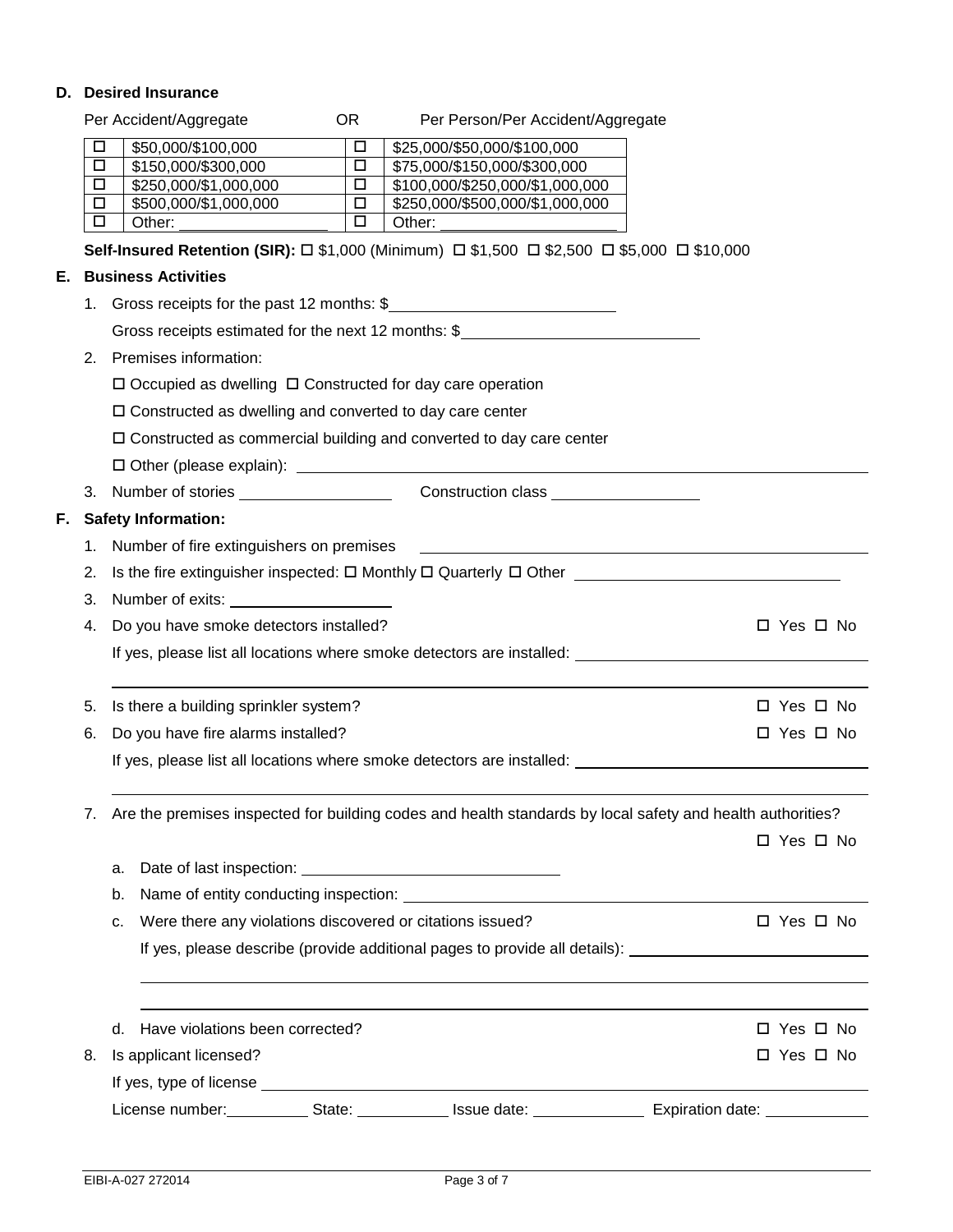## D. Desired Insurance

| Per Accident/Aggregate | | OR | Per Person/Per Accident/Aggregate |
|---|---|---|---|
| ☐ | $50,000/$100,000 | ☐ | $25,000/$50,000/$100,000 |
| ☐ | $150,000/$300,000 | ☐ | $75,000/$150,000/$300,000 |
| ☐ | $250,000/$1,000,000 | ☐ | $100,000/$250,000/$1,000,000 |
| ☐ | $500,000/$1,000,000 | ☐ | $250,000/$500,000/$1,000,000 |
| ☐ | Other: ________________ | ☐ | Other: ____________________ |

**Self-Insured Retention (SIR):** ☐ $1,000 (Minimum) ☐ $1,500 ☐ $2,500 ☐ $5,000 ☐ $10,000

## E. Business Activities

1. Gross receipts for the past 12 months: $_________________________

   Gross receipts estimated for the next 12 months: $_________________________

2. Premises information:

   ☐ Occupied as dwelling ☐ Constructed for day care operation

   ☐ Constructed as dwelling and converted to day care center

   ☐ Constructed as commercial building and converted to day care center

   ☐ Other (please explain): _________________________

3. Number of stories _________________ Construction class _________________

## F. Safety Information:

1. Number of fire extinguishers on premises _________________________
2. Is the fire extinguisher inspected: ☐ Monthly ☐ Quarterly ☐ Other _________________________
3. Number of exits: _________________
4. Do you have smoke detectors installed? ☐ Yes ☐ No

   If yes, please list all locations where smoke detectors are installed: _________________________

5. Is there a building sprinkler system? ☐ Yes ☐ No
6. Do you have fire alarms installed? ☐ Yes ☐ No

   If yes, please list all locations where smoke detectors are installed: _________________________

7. Are the premises inspected for building codes and health standards by local safety and health authorities? ☐ Yes ☐ No

   a. Date of last inspection: _________________________

   b. Name of entity conducting inspection: _________________________

   c. Were there any violations discovered or citations issued? ☐ Yes ☐ No

      If yes, please describe (provide additional pages to provide all details): _________________________

   d. Have violations been corrected? ☐ Yes ☐ No

8. Is applicant licensed? ☐ Yes ☐ No

   If yes, type of license _________________________

   License number:__________ State: __________ Issue date: ____________ Expiration date: ____________

EIBI-A-027 272014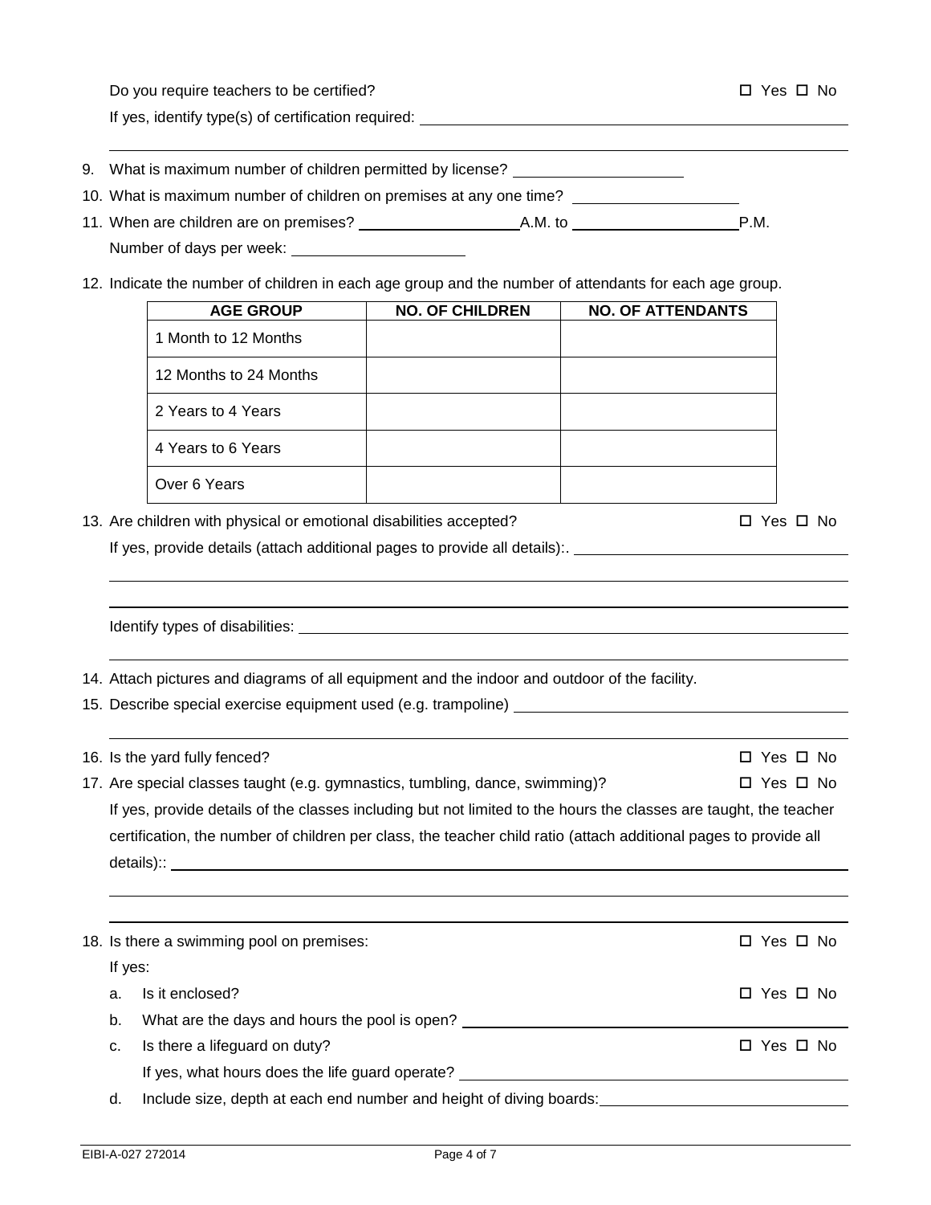Do you require teachers to be certified? ☐ Yes ☐ No

If yes, identify type(s) of certification required: ______________________________

9. What is maximum number of children permitted by license? ____________
10. What is maximum number of children on premises at any one time? ____________
11. When are children are on premises? ____________ A.M. to ____________ P.M.

    Number of days per week: ____________

12. Indicate the number of children in each age group and the number of attendants for each age group.

| AGE GROUP | NO. OF CHILDREN | NO. OF ATTENDANTS |
|---|---|---|
| 1 Month to 12 Months | | |
| 12 Months to 24 Months | | |
| 2 Years to 4 Years | | |
| 4 Years to 6 Years | | |
| Over 6 Years | | |

13. Are children with physical or emotional disabilities accepted? ☐ Yes ☐ No

    If yes, provide details (attach additional pages to provide all details):. ______________________________

    Identify types of disabilities: ______________________________

14. Attach pictures and diagrams of all equipment and the indoor and outdoor of the facility.
15. Describe special exercise equipment used (e.g. trampoline) ______________________________
16. Is the yard fully fenced? ☐ Yes ☐ No
17. Are special classes taught (e.g. gymnastics, tumbling, dance, swimming)? ☐ Yes ☐ No

    If yes, provide details of the classes including but not limited to the hours the classes are taught, the teacher certification, the number of children per class, the teacher child ratio (attach additional pages to provide all details):: ______________________________

18. Is there a swimming pool on premises: ☐ Yes ☐ No

    If yes:

    a. Is it enclosed? ☐ Yes ☐ No
    b. What are the days and hours the pool is open? ______________________________
    c. Is there a lifeguard on duty? ☐ Yes ☐ No

       If yes, what hours does the life guard operate? ______________________________

    d. Include size, depth at each end number and height of diving boards: ______________________________

EIBI-A-027 272014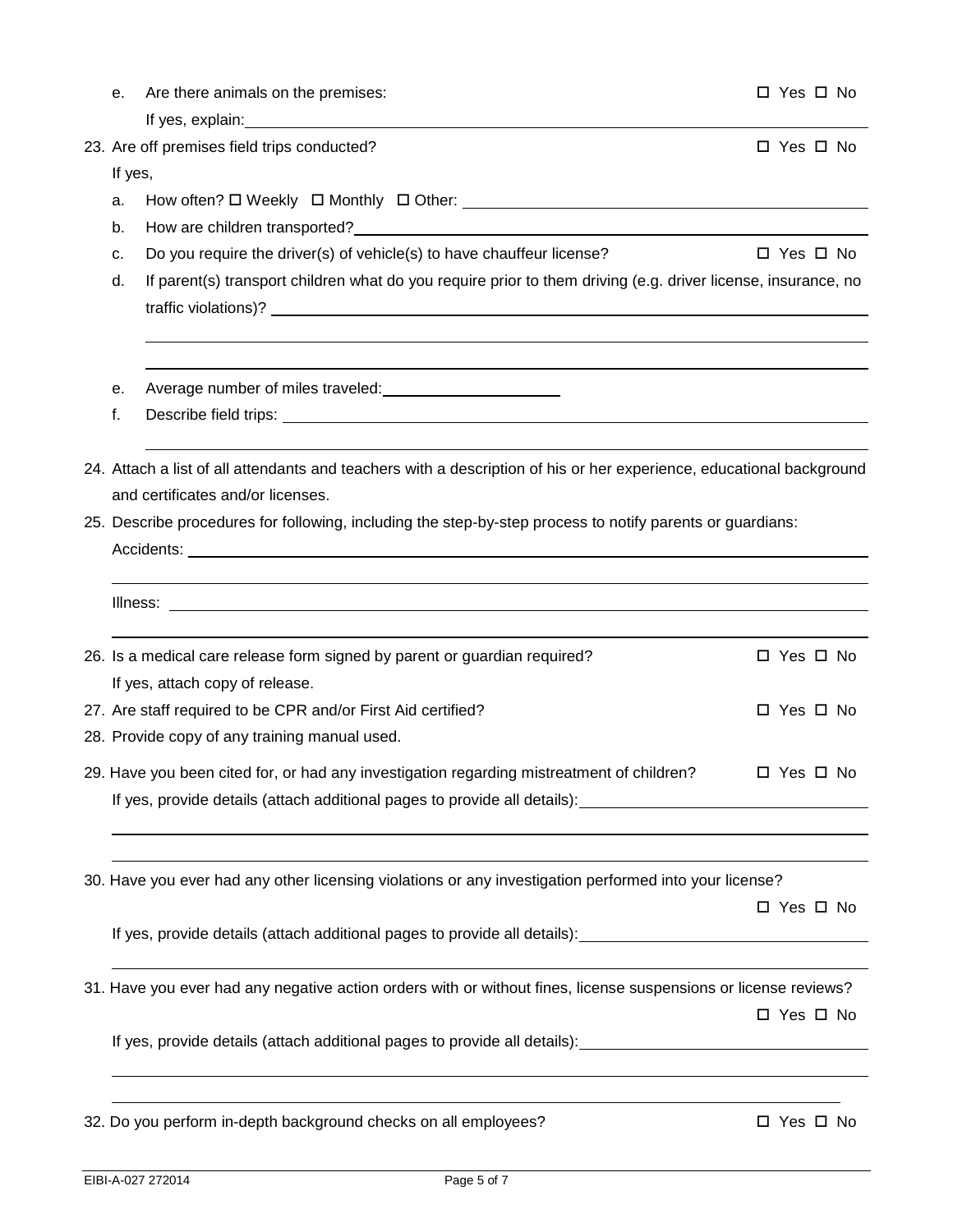e. Are there animals on the premises: ☐ Yes ☐ No

   If yes, explain: ______________________________

23. Are off premises field trips conducted? ☐ Yes ☐ No

    If yes,

    a. How often? ☐ Weekly ☐ Monthly ☐ Other: ______________________________

    b. How are children transported? ______________________________

    c. Do you require the driver(s) of vehicle(s) to have chauffeur license? ☐ Yes ☐ No

    d. If parent(s) transport children what do you require prior to them driving (e.g. driver license, insurance, no traffic violations)? ______________________________

    e. Average number of miles traveled: ______________________________

    f. Describe field trips: ______________________________

24. Attach a list of all attendants and teachers with a description of his or her experience, educational background and certificates and/or licenses.

25. Describe procedures for following, including the step-by-step process to notify parents or guardians:

    Accidents: ______________________________

    Illness: ______________________________

26. Is a medical care release form signed by parent or guardian required? ☐ Yes ☐ No

    If yes, attach copy of release.

27. Are staff required to be CPR and/or First Aid certified? ☐ Yes ☐ No

28. Provide copy of any training manual used.

29. Have you been cited for, or had any investigation regarding mistreatment of children? ☐ Yes ☐ No

    If yes, provide details (attach additional pages to provide all details): ______________________________

30. Have you ever had any other licensing violations or any investigation performed into your license? ☐ Yes ☐ No

    If yes, provide details (attach additional pages to provide all details): ______________________________

31. Have you ever had any negative action orders with or without fines, license suspensions or license reviews? ☐ Yes ☐ No

    If yes, provide details (attach additional pages to provide all details): ______________________________

32. Do you perform in-depth background checks on all employees? ☐ Yes ☐ No

EIBI-A-027 272014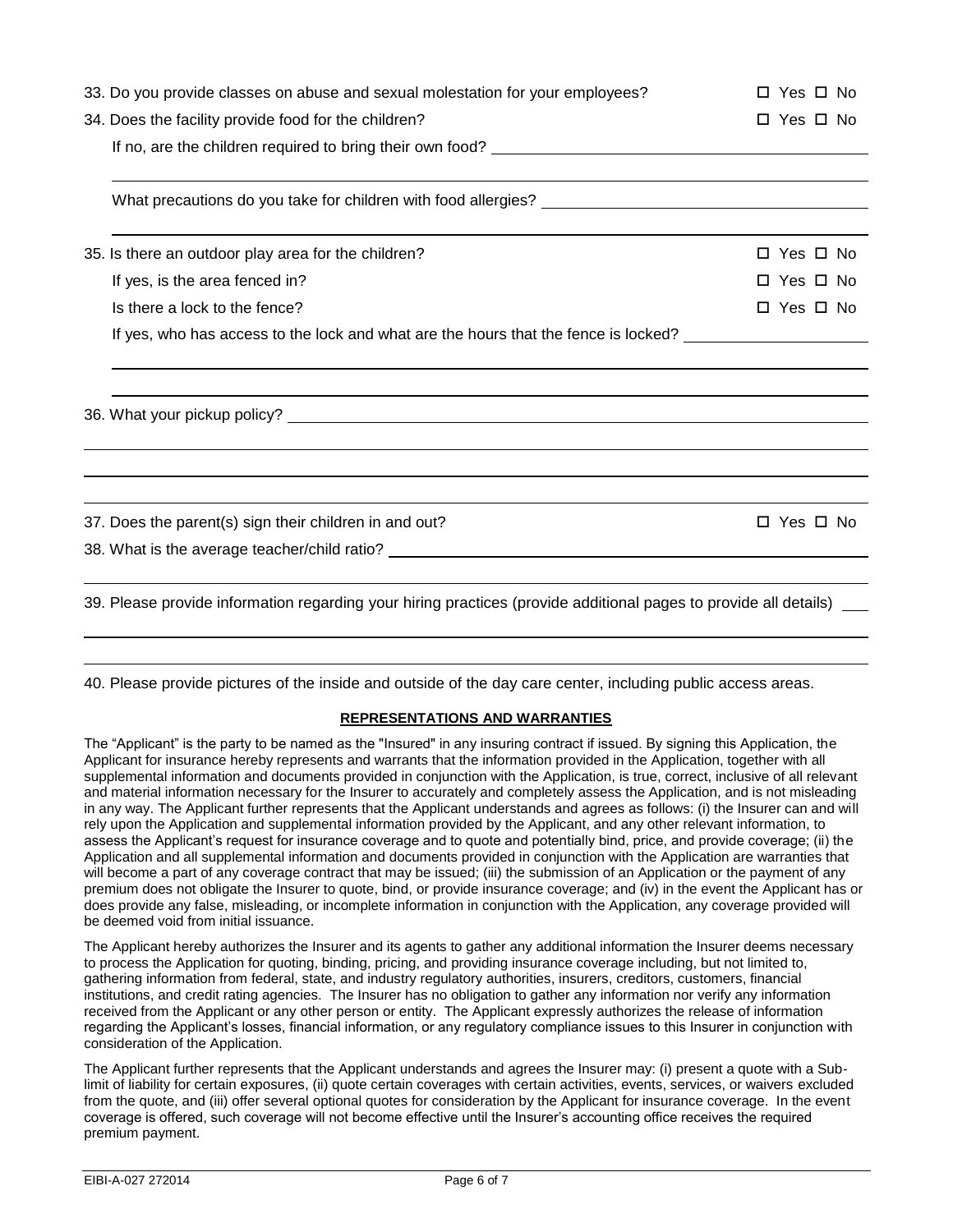33. Do you provide classes on abuse and sexual molestation for your employees? ☐ Yes ☐ No

34. Does the facility provide food for the children? ☐ Yes ☐ No

If no, are the children required to bring their own food? ____________________

What precautions do you take for children with food allergies? ____________________

35. Is there an outdoor play area for the children? ☐ Yes ☐ No

If yes, is the area fenced in? ☐ Yes ☐ No

Is there a lock to the fence? ☐ Yes ☐ No

If yes, who has access to the lock and what are the hours that the fence is locked? ____________________

36. What your pickup policy? ____________________

37. Does the parent(s) sign their children in and out? ☐ Yes ☐ No

38. What is the average teacher/child ratio? ____________________

39. Please provide information regarding your hiring practices (provide additional pages to provide all details) ____

40. Please provide pictures of the inside and outside of the day care center, including public access areas.

**REPRESENTATIONS AND WARRANTIES**

The "Applicant" is the party to be named as the "Insured" in any insuring contract if issued. By signing this Application, the Applicant for insurance hereby represents and warrants that the information provided in the Application, together with all supplemental information and documents provided in conjunction with the Application, is true, correct, inclusive of all relevant and material information necessary for the Insurer to accurately and completely assess the Application, and is not misleading in any way. The Applicant further represents that the Applicant understands and agrees as follows: (i) the Insurer can and will rely upon the Application and supplemental information provided by the Applicant, and any other relevant information, to assess the Applicant's request for insurance coverage and to quote and potentially bind, price, and provide coverage; (ii) the Application and all supplemental information and documents provided in conjunction with the Application are warranties that will become a part of any coverage contract that may be issued; (iii) the submission of an Application or the payment of any premium does not obligate the Insurer to quote, bind, or provide insurance coverage; and (iv) in the event the Applicant has or does provide any false, misleading, or incomplete information in conjunction with the Application, any coverage provided will be deemed void from initial issuance.

The Applicant hereby authorizes the Insurer and its agents to gather any additional information the Insurer deems necessary to process the Application for quoting, binding, pricing, and providing insurance coverage including, but not limited to, gathering information from federal, state, and industry regulatory authorities, insurers, creditors, customers, financial institutions, and credit rating agencies. The Insurer has no obligation to gather any information nor verify any information received from the Applicant or any other person or entity. The Applicant expressly authorizes the release of information regarding the Applicant's losses, financial information, or any regulatory compliance issues to this Insurer in conjunction with consideration of the Application.

The Applicant further represents that the Applicant understands and agrees the Insurer may: (i) present a quote with a Sub-limit of liability for certain exposures, (ii) quote certain coverages with certain activities, events, services, or waivers excluded from the quote, and (iii) offer several optional quotes for consideration by the Applicant for insurance coverage. In the event coverage is offered, such coverage will not become effective until the Insurer's accounting office receives the required premium payment.

EIBI-A-027 272014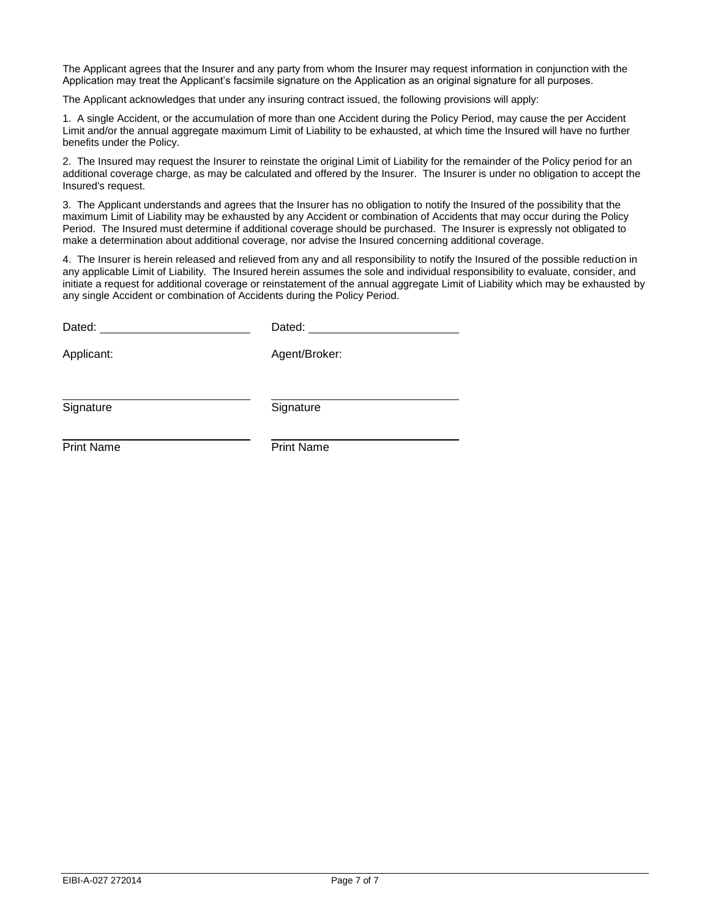The Applicant agrees that the Insurer and any party from whom the Insurer may request information in conjunction with the Application may treat the Applicant's facsimile signature on the Application as an original signature for all purposes.

The Applicant acknowledges that under any insuring contract issued, the following provisions will apply:

1. A single Accident, or the accumulation of more than one Accident during the Policy Period, may cause the per Accident Limit and/or the annual aggregate maximum Limit of Liability to be exhausted, at which time the Insured will have no further benefits under the Policy.

2. The Insured may request the Insurer to reinstate the original Limit of Liability for the remainder of the Policy period for an additional coverage charge, as may be calculated and offered by the Insurer. The Insurer is under no obligation to accept the Insured's request.

3. The Applicant understands and agrees that the Insurer has no obligation to notify the Insured of the possibility that the maximum Limit of Liability may be exhausted by any Accident or combination of Accidents that may occur during the Policy Period. The Insured must determine if additional coverage should be purchased. The Insurer is expressly not obligated to make a determination about additional coverage, nor advise the Insured concerning additional coverage.

4. The Insurer is herein released and relieved from any and all responsibility to notify the Insured of the possible reduction in any applicable Limit of Liability. The Insured herein assumes the sole and individual responsibility to evaluate, consider, and initiate a request for additional coverage or reinstatement of the annual aggregate Limit of Liability which may be exhausted by any single Accident or combination of Accidents during the Policy Period.

| | |
|---|---|
| Dated: ______________________ | Dated: ______________________ |
| Applicant: | Agent/Broker: |
| ______________________ | ______________________ |
| Signature | Signature |
| ______________________ | ______________________ |
| Print Name | Print Name |

EIBI-A-027 272014